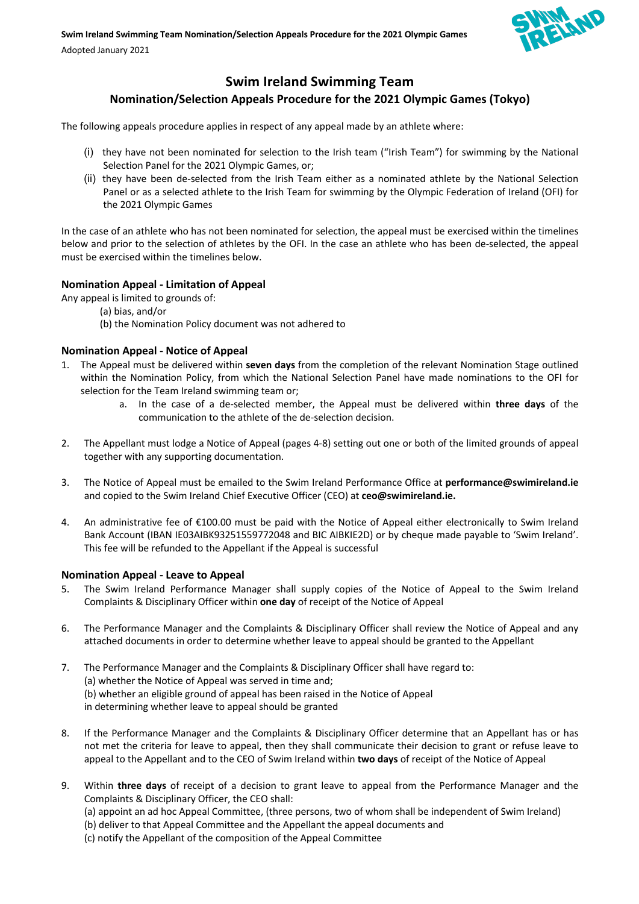# Swim Ireland Swimming Team

## Nomination/Selection Appeals Procedure for the 2021 Olympic Games (Tokyo)

The following appeals procedure applies in respect of any appeal made by an athlete where:

(i) they have not been nominated for selection to the Irish team ("Irish Team") for swimming by the National Selection Panel for the 2021 Olympic Games, or;

(ii) they have been de-selected from the Irish Team either as a nominated athlete by the National Selection Panel or as a selected athlete to the Irish Team for swimming by the Olympic Federation of Ireland (OFI) for the 2021 Olympic Games

In the case of an athlete who has not been nominated for selection, the appeal must be exercised within the timelines below and prior to the selection of athletes by the OFI. In the case an athlete who has been de-selected, the appeal must be exercised within the timelines below.

### Nomination Appeal - Limitation of Appeal

Any appeal is limited to grounds of:

(a) bias, and/or

(b) the Nomination Policy document was not adhered to

### Nomination Appeal - Notice of Appeal

1. The Appeal must be delivered within **seven days** from the completion of the relevant Nomination Stage outlined within the Nomination Policy, from which the National Selection Panel have made nominations to the OFI for selection for the Team Ireland swimming team or;
    a. In the case of a de-selected member, the Appeal must be delivered within **three days** of the communication to the athlete of the de-selection decision.

2. The Appellant must lodge a Notice of Appeal (pages 4-8) setting out one or both of the limited grounds of appeal together with any supporting documentation.

3. The Notice of Appeal must be emailed to the Swim Ireland Performance Office at **performance@swimireland.ie** and copied to the Swim Ireland Chief Executive Officer (CEO) at **ceo@swimireland.ie.**

4. An administrative fee of €100.00 must be paid with the Notice of Appeal either electronically to Swim Ireland Bank Account (IBAN IE03AIBK93251559772048 and BIC AIBKIE2D) or by cheque made payable to 'Swim Ireland'. This fee will be refunded to the Appellant if the Appeal is successful

### Nomination Appeal - Leave to Appeal

5. The Swim Ireland Performance Manager shall supply copies of the Notice of Appeal to the Swim Ireland Complaints & Disciplinary Officer within **one day** of receipt of the Notice of Appeal

6. The Performance Manager and the Complaints & Disciplinary Officer shall review the Notice of Appeal and any attached documents in order to determine whether leave to appeal should be granted to the Appellant

7. The Performance Manager and the Complaints & Disciplinary Officer shall have regard to:
   (a) whether the Notice of Appeal was served in time and;
   (b) whether an eligible ground of appeal has been raised in the Notice of Appeal
   in determining whether leave to appeal should be granted

8. If the Performance Manager and the Complaints & Disciplinary Officer determine that an Appellant has or has not met the criteria for leave to appeal, then they shall communicate their decision to grant or refuse leave to appeal to the Appellant and to the CEO of Swim Ireland within **two days** of receipt of the Notice of Appeal

9. Within **three days** of receipt of a decision to grant leave to appeal from the Performance Manager and the Complaints & Disciplinary Officer, the CEO shall:
   (a) appoint an ad hoc Appeal Committee, (three persons, two of whom shall be independent of Swim Ireland)
   (b) deliver to that Appeal Committee and the Appellant the appeal documents and
   (c) notify the Appellant of the composition of the Appeal Committee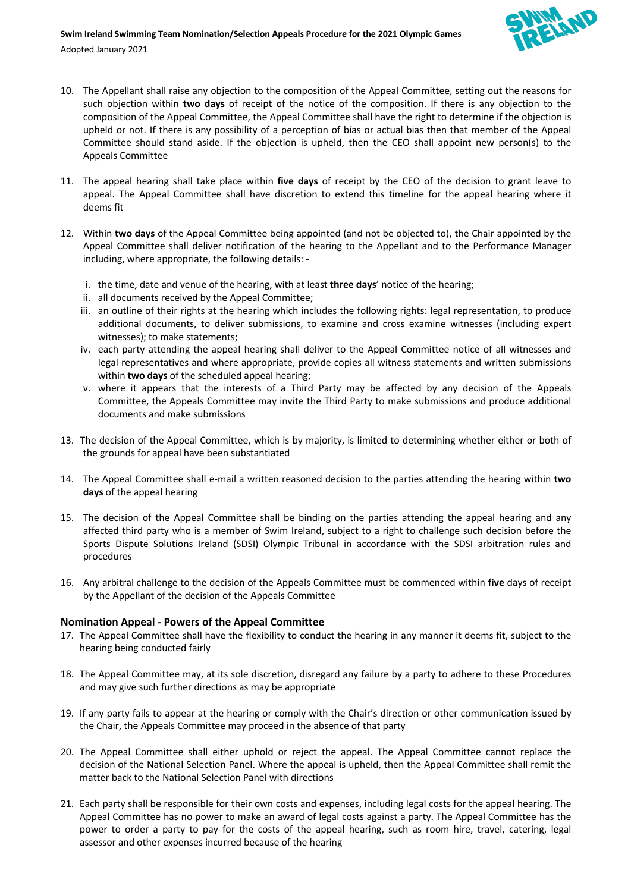10. The Appellant shall raise any objection to the composition of the Appeal Committee, setting out the reasons for such objection within **two days** of receipt of the notice of the composition. If there is any objection to the composition of the Appeal Committee, the Appeal Committee shall have the right to determine if the objection is upheld or not. If there is any possibility of a perception of bias or actual bias then that member of the Appeal Committee should stand aside. If the objection is upheld, then the CEO shall appoint new person(s) to the Appeals Committee

11. The appeal hearing shall take place within **five days** of receipt by the CEO of the decision to grant leave to appeal. The Appeal Committee shall have discretion to extend this timeline for the appeal hearing where it deems fit

12. Within **two days** of the Appeal Committee being appointed (and not be objected to), the Chair appointed by the Appeal Committee shall deliver notification of the hearing to the Appellant and to the Performance Manager including, where appropriate, the following details: -

    i. the time, date and venue of the hearing, with at least **three days**' notice of the hearing;
    ii. all documents received by the Appeal Committee;
    iii. an outline of their rights at the hearing which includes the following rights: legal representation, to produce additional documents, to deliver submissions, to examine and cross examine witnesses (including expert witnesses); to make statements;
    iv. each party attending the appeal hearing shall deliver to the Appeal Committee notice of all witnesses and legal representatives and where appropriate, provide copies all witness statements and written submissions within **two days** of the scheduled appeal hearing;
    v. where it appears that the interests of a Third Party may be affected by any decision of the Appeals Committee, the Appeals Committee may invite the Third Party to make submissions and produce additional documents and make submissions

13. The decision of the Appeal Committee, which is by majority, is limited to determining whether either or both of the grounds for appeal have been substantiated

14. The Appeal Committee shall e-mail a written reasoned decision to the parties attending the hearing within **two days** of the appeal hearing

15. The decision of the Appeal Committee shall be binding on the parties attending the appeal hearing and any affected third party who is a member of Swim Ireland, subject to a right to challenge such decision before the Sports Dispute Solutions Ireland (SDSI) Olympic Tribunal in accordance with the SDSI arbitration rules and procedures

16. Any arbitral challenge to the decision of the Appeals Committee must be commenced within **five** days of receipt by the Appellant of the decision of the Appeals Committee

### Nomination Appeal - Powers of the Appeal Committee

17. The Appeal Committee shall have the flexibility to conduct the hearing in any manner it deems fit, subject to the hearing being conducted fairly

18. The Appeal Committee may, at its sole discretion, disregard any failure by a party to adhere to these Procedures and may give such further directions as may be appropriate

19. If any party fails to appear at the hearing or comply with the Chair's direction or other communication issued by the Chair, the Appeals Committee may proceed in the absence of that party

20. The Appeal Committee shall either uphold or reject the appeal. The Appeal Committee cannot replace the decision of the National Selection Panel. Where the appeal is upheld, then the Appeal Committee shall remit the matter back to the National Selection Panel with directions

21. Each party shall be responsible for their own costs and expenses, including legal costs for the appeal hearing. The Appeal Committee has no power to make an award of legal costs against a party. The Appeal Committee has the power to order a party to pay for the costs of the appeal hearing, such as room hire, travel, catering, legal assessor and other expenses incurred because of the hearing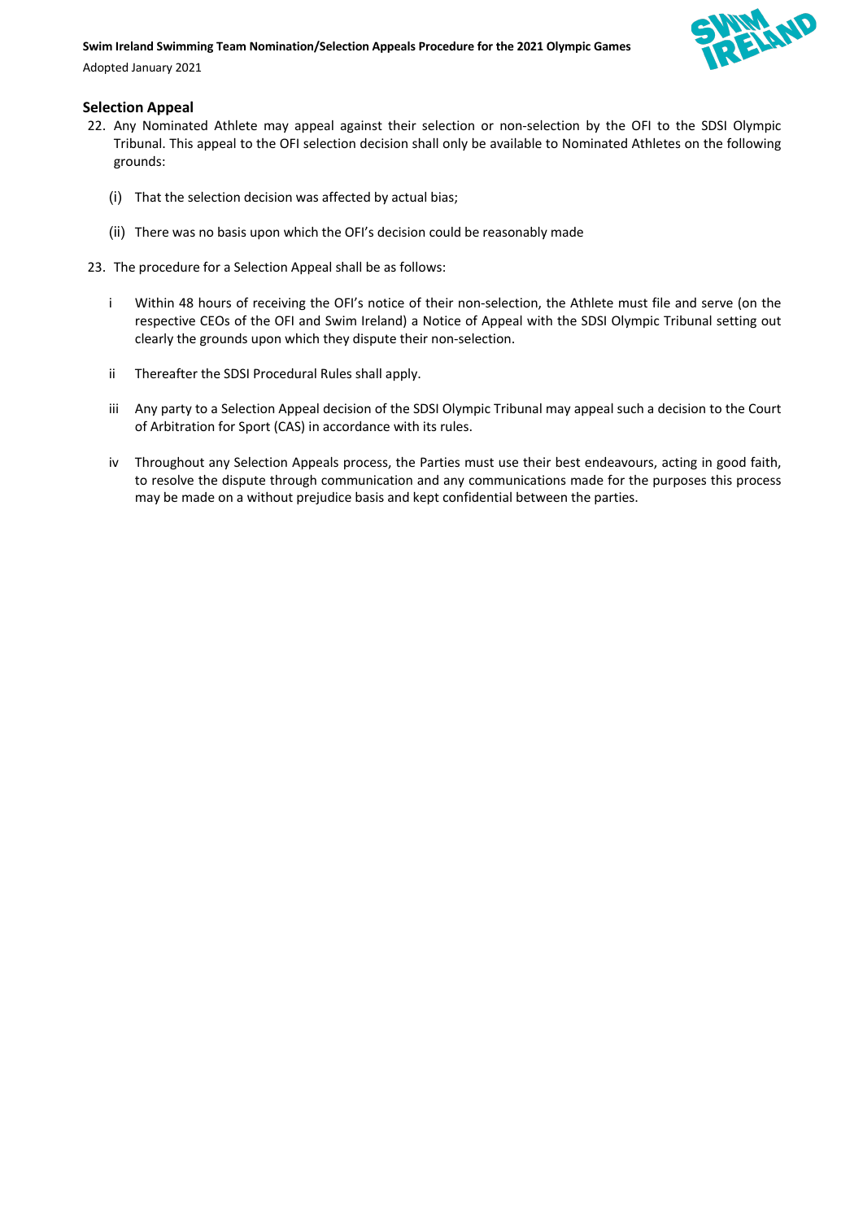## Selection Appeal

22. Any Nominated Athlete may appeal against their selection or non-selection by the OFI to the SDSI Olympic Tribunal. This appeal to the OFI selection decision shall only be available to Nominated Athletes on the following grounds:

    (i) That the selection decision was affected by actual bias;

    (ii) There was no basis upon which the OFI's decision could be reasonably made

23. The procedure for a Selection Appeal shall be as follows:

    i Within 48 hours of receiving the OFI's notice of their non-selection, the Athlete must file and serve (on the respective CEOs of the OFI and Swim Ireland) a Notice of Appeal with the SDSI Olympic Tribunal setting out clearly the grounds upon which they dispute their non-selection.

    ii Thereafter the SDSI Procedural Rules shall apply.

    iii Any party to a Selection Appeal decision of the SDSI Olympic Tribunal may appeal such a decision to the Court of Arbitration for Sport (CAS) in accordance with its rules.

    iv Throughout any Selection Appeals process, the Parties must use their best endeavours, acting in good faith, to resolve the dispute through communication and any communications made for the purposes this process may be made on a without prejudice basis and kept confidential between the parties.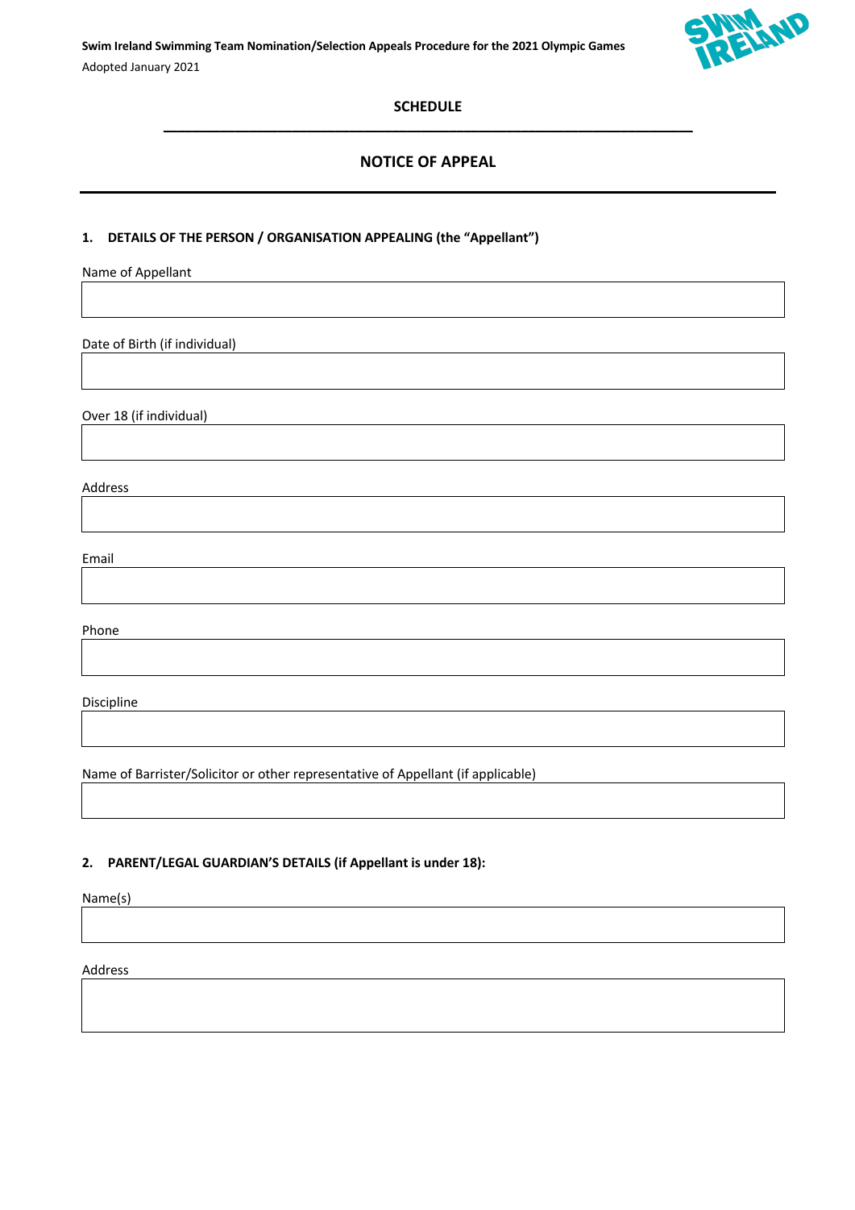## SCHEDULE

## NOTICE OF APPEAL

---

**1. DETAILS OF THE PERSON / ORGANISATION APPEALING (the "Appellant")**

Name of Appellant

Date of Birth (if individual)

Over 18 (if individual)

Address

Email

Phone

Discipline

Name of Barrister/Solicitor or other representative of Appellant (if applicable)

**2. PARENT/LEGAL GUARDIAN'S DETAILS (if Appellant is under 18):**

Name(s)

Address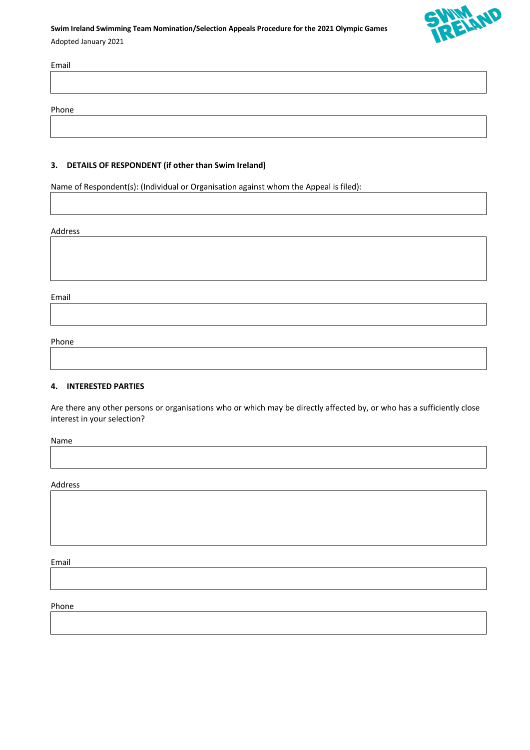Email

Phone

## 3. DETAILS OF RESPONDENT (if other than Swim Ireland)

Name of Respondent(s): (Individual or Organisation against whom the Appeal is filed):

Address

Email

Phone

## 4. INTERESTED PARTIES

Are there any other persons or organisations who or which may be directly affected by, or who has a sufficiently close interest in your selection?

Name

Address

Email

Phone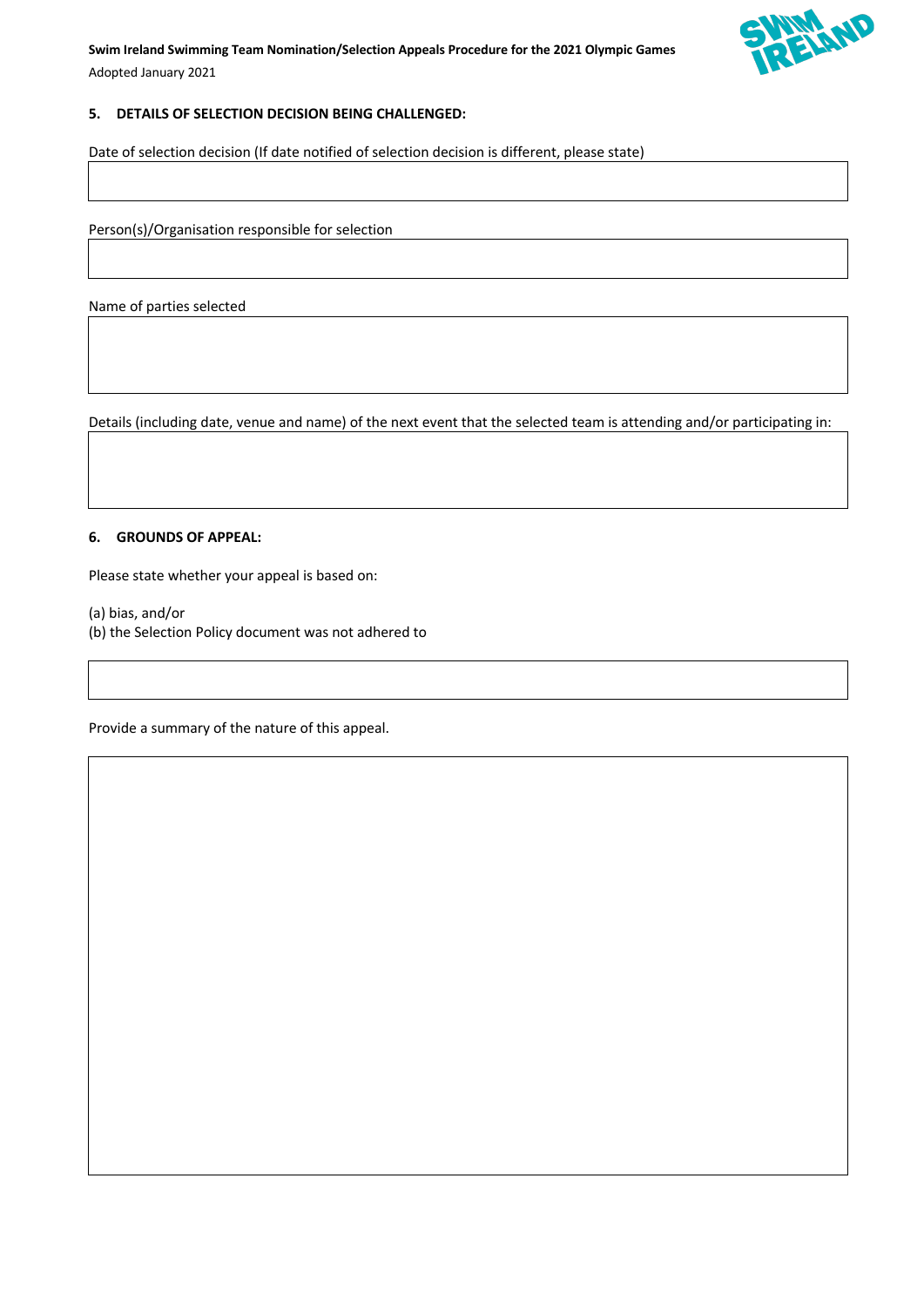## 5. DETAILS OF SELECTION DECISION BEING CHALLENGED:

Date of selection decision (If date notified of selection decision is different, please state)

| |
|---|
| |

Person(s)/Organisation responsible for selection

| |
|---|
| |

Name of parties selected

| |
|---|
| |

Details (including date, venue and name) of the next event that the selected team is attending and/or participating in:

| |
|---|
| |

## 6. GROUNDS OF APPEAL:

Please state whether your appeal is based on:

(a) bias, and/or
(b) the Selection Policy document was not adhered to

| |
|---|
| |

Provide a summary of the nature of this appeal.

| |
|---|
| |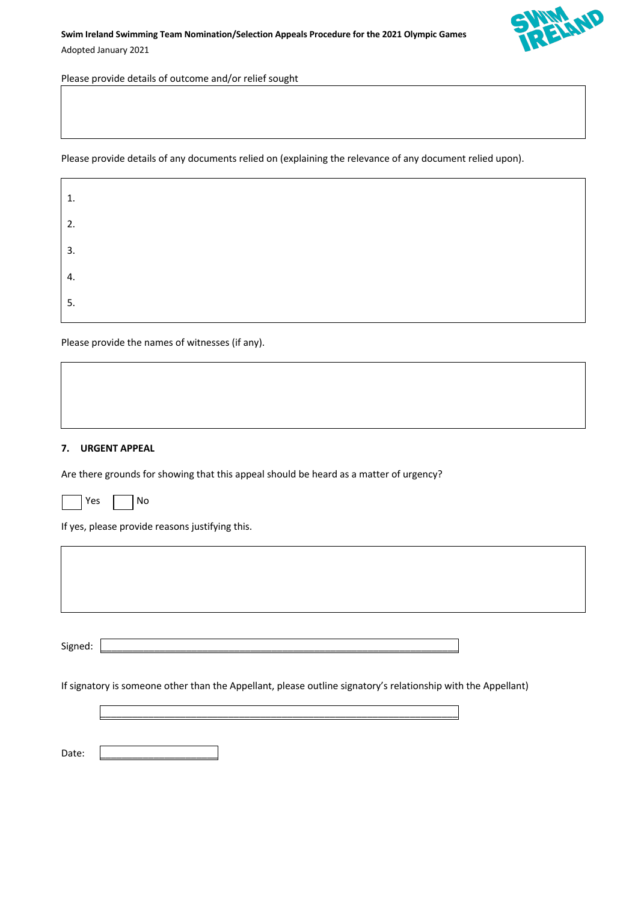Please provide details of outcome and/or relief sought

Please provide details of any documents relied on (explaining the relevance of any document relied upon).

1.

2.

3.

4.

5.

Please provide the names of witnesses (if any).

## 7. URGENT APPEAL

Are there grounds for showing that this appeal should be heard as a matter of urgency?

☐ Yes ☐ No

If yes, please provide reasons justifying this.

Signed: \_\_\_\_\_\_\_\_\_\_\_\_\_\_\_\_\_\_\_\_\_\_\_\_\_\_\_\_\_\_\_\_\_\_\_\_\_\_\_\_\_\_\_\_

If signatory is someone other than the Appellant, please outline signatory's relationship with the Appellant)

\_\_\_\_\_\_\_\_\_\_\_\_\_\_\_\_\_\_\_\_\_\_\_\_\_\_\_\_\_\_\_\_\_\_\_\_\_\_\_\_\_\_\_\_

Date: \_\_\_\_\_\_\_\_\_\_\_\_\_\_\_\_\_\_\_\_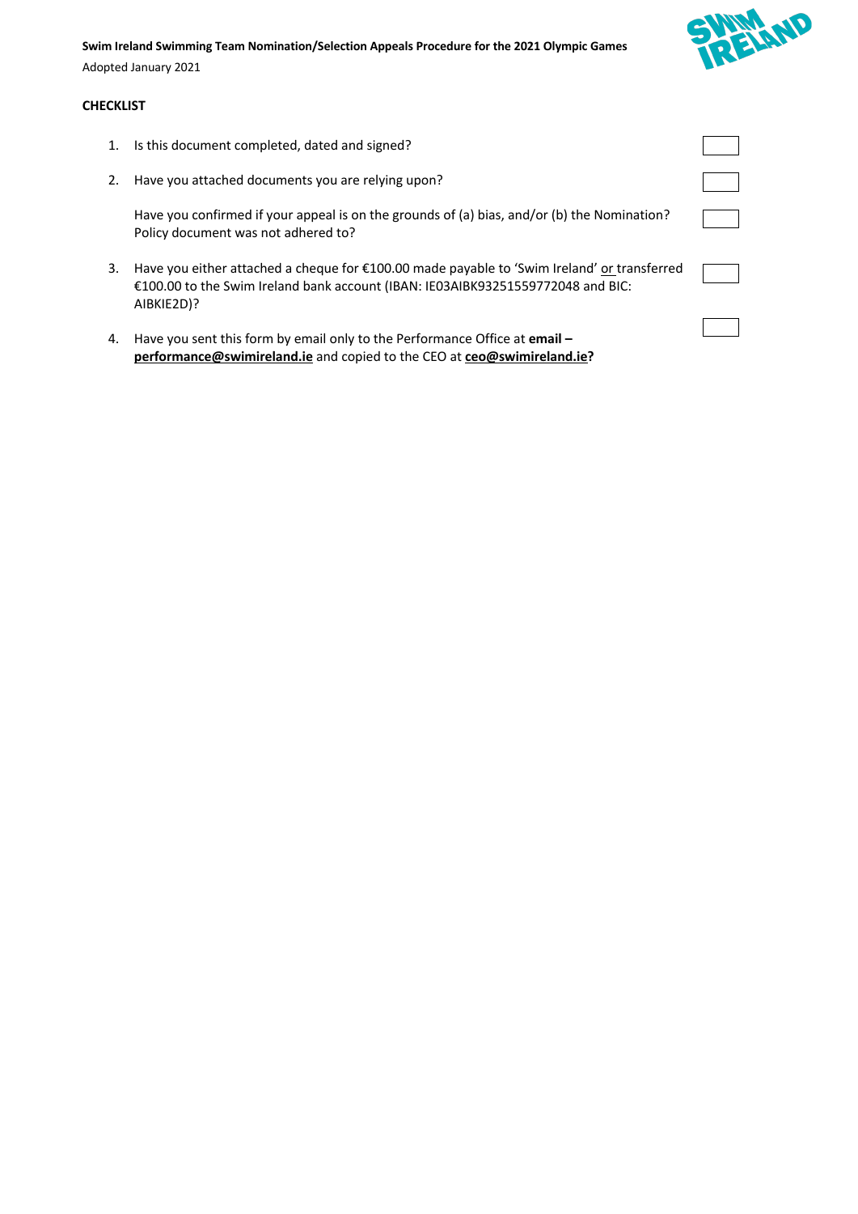**CHECKLIST**

1. Is this document completed, dated and signed?

2. Have you attached documents you are relying upon?

   Have you confirmed if your appeal is on the grounds of (a) bias, and/or (b) the Nomination? Policy document was not adhered to?

3. Have you either attached a cheque for €100.00 made payable to 'Swim Ireland' or transferred €100.00 to the Swim Ireland bank account (IBAN: IE03AIBK93251559772048 and BIC: AIBKIE2D)?

4. Have you sent this form by email only to the Performance Office at **email – performance@swimireland.ie** and copied to the CEO at **ceo@swimireland.ie?**